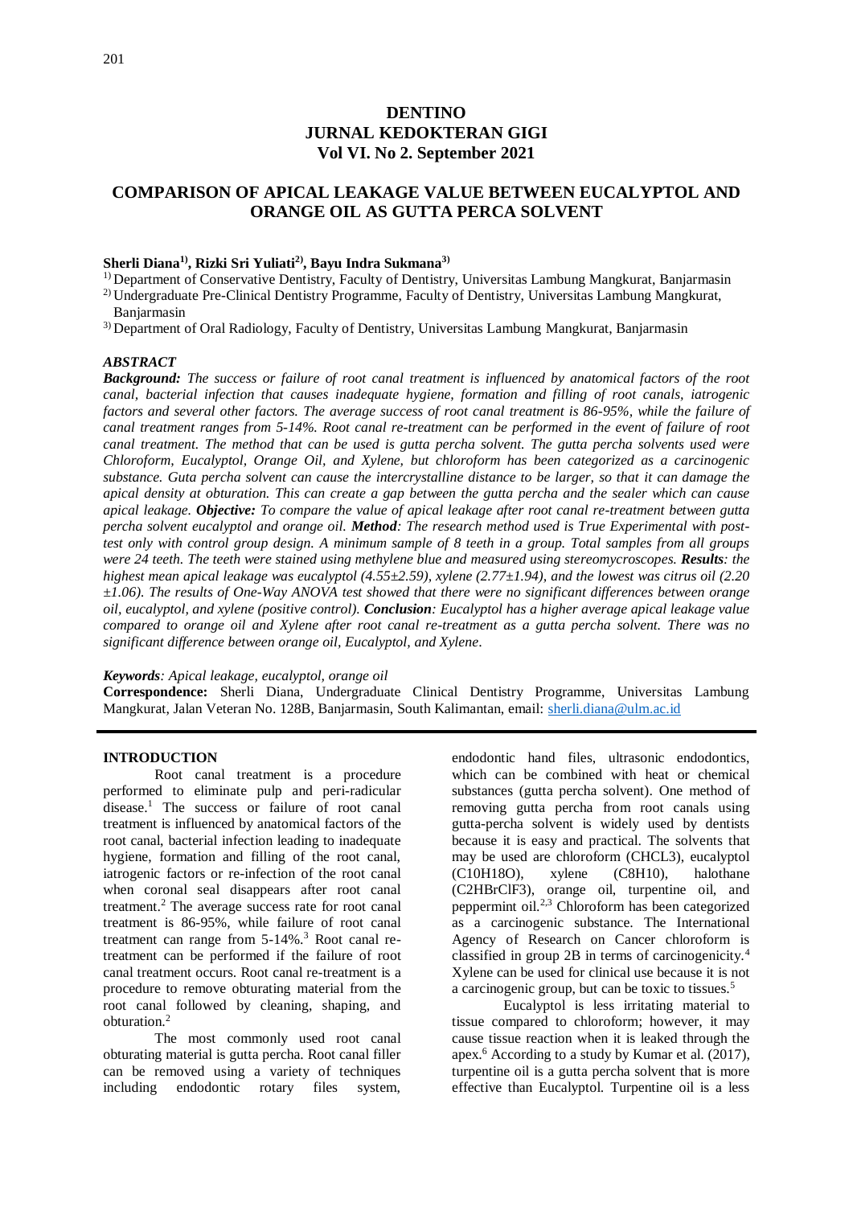# DENTINO
# JURNAL KEDOKTERAN GIGI
# Vol VI. No 2. September 2021

## COMPARISON OF APICAL LEAKAGE VALUE BETWEEN EUCALYPTOL AND ORANGE OIL AS GUTTA PERCA SOLVENT

**Sherli Diana[1)], Rizki Sri Yuliati[2)], Bayu Indra Sukmana[3)]**

[1)] Department of Conservative Dentistry, Faculty of Dentistry, Universitas Lambung Mangkurat, Banjarmasin
[2)] Undergraduate Pre-Clinical Dentistry Programme, Faculty of Dentistry, Universitas Lambung Mangkurat, Banjarmasin
[3)] Department of Oral Radiology, Faculty of Dentistry, Universitas Lambung Mangkurat, Banjarmasin

### *ABSTRACT*

***Background:*** *The success or failure of root canal treatment is influenced by anatomical factors of the root canal, bacterial infection that causes inadequate hygiene, formation and filling of root canals, iatrogenic factors and several other factors. The average success of root canal treatment is 86-95%, while the failure of canal treatment ranges from 5-14%. Root canal re-treatment can be performed in the event of failure of root canal treatment. The method that can be used is gutta percha solvent. The gutta percha solvents used were Chloroform, Eucalyptol, Orange Oil, and Xylene, but chloroform has been categorized as a carcinogenic substance. Guta percha solvent can cause the intercrystalline distance to be larger, so that it can damage the apical density at obturation. This can create a gap between the gutta percha and the sealer which can cause apical leakage.* ***Objective:*** *To compare the value of apical leakage after root canal re-treatment between gutta percha solvent eucalyptol and orange oil.* ***Method****: The research method used is True Experimental with post-test only with control group design. A minimum sample of 8 teeth in a group. Total samples from all groups were 24 teeth. The teeth were stained using methylene blue and measured using stereomycroscopes.* ***Results****: the highest mean apical leakage was eucalyptol (4.55±2.59), xylene (2.77±1.94), and the lowest was citrus oil (2.20 ±1.06). The results of One-Way ANOVA test showed that there were no significant differences between orange oil, eucalyptol, and xylene (positive control).* ***Conclusion****: Eucalyptol has a higher average apical leakage value compared to orange oil and Xylene after root canal re-treatment as a gutta percha solvent. There was no significant difference between orange oil, Eucalyptol, and Xylene.*

***Keywords****: Apical leakage, eucalyptol, orange oil*

**Correspondence:** Sherli Diana, Undergraduate Clinical Dentistry Programme, Universitas Lambung Mangkurat, Jalan Veteran No. 128B, Banjarmasin, South Kalimantan, email: sherli.diana@ulm.ac.id

### INTRODUCTION

Root canal treatment is a procedure performed to eliminate pulp and peri-radicular disease.[1] The success or failure of root canal treatment is influenced by anatomical factors of the root canal, bacterial infection leading to inadequate hygiene, formation and filling of the root canal, iatrogenic factors or re-infection of the root canal when coronal seal disappears after root canal treatment.[2] The average success rate for root canal treatment is 86-95%, while failure of root canal treatment can range from 5-14%.[3] Root canal re-treatment can be performed if the failure of root canal treatment occurs. Root canal re-treatment is a procedure to remove obturating material from the root canal followed by cleaning, shaping, and obturation.[2]

The most commonly used root canal obturating material is gutta percha. Root canal filler can be removed using a variety of techniques including endodontic rotary files system, endodontic hand files, ultrasonic endodontics, which can be combined with heat or chemical substances (gutta percha solvent). One method of removing gutta percha from root canals using gutta-percha solvent is widely used by dentists because it is easy and practical. The solvents that may be used are chloroform ($CHCL_3$), eucalyptol ($C_{10}H_{18}O$), xylene ($C_8H_{10}$), halothane ($C_2HBrClF_3$), orange oil, turpentine oil, and peppermint oil.[2,3] Chloroform has been categorized as a carcinogenic substance. The International Agency of Research on Cancer chloroform is classified in group 2B in terms of carcinogenicity.[4] Xylene can be used for clinical use because it is not a carcinogenic group, but can be toxic to tissues.[5]

Eucalyptol is less irritating material to tissue compared to chloroform; however, it may cause tissue reaction when it is leaked through the apex.[6] According to a study by Kumar et al. (2017), turpentine oil is a gutta percha solvent that is more effective than Eucalyptol. Turpentine oil is a less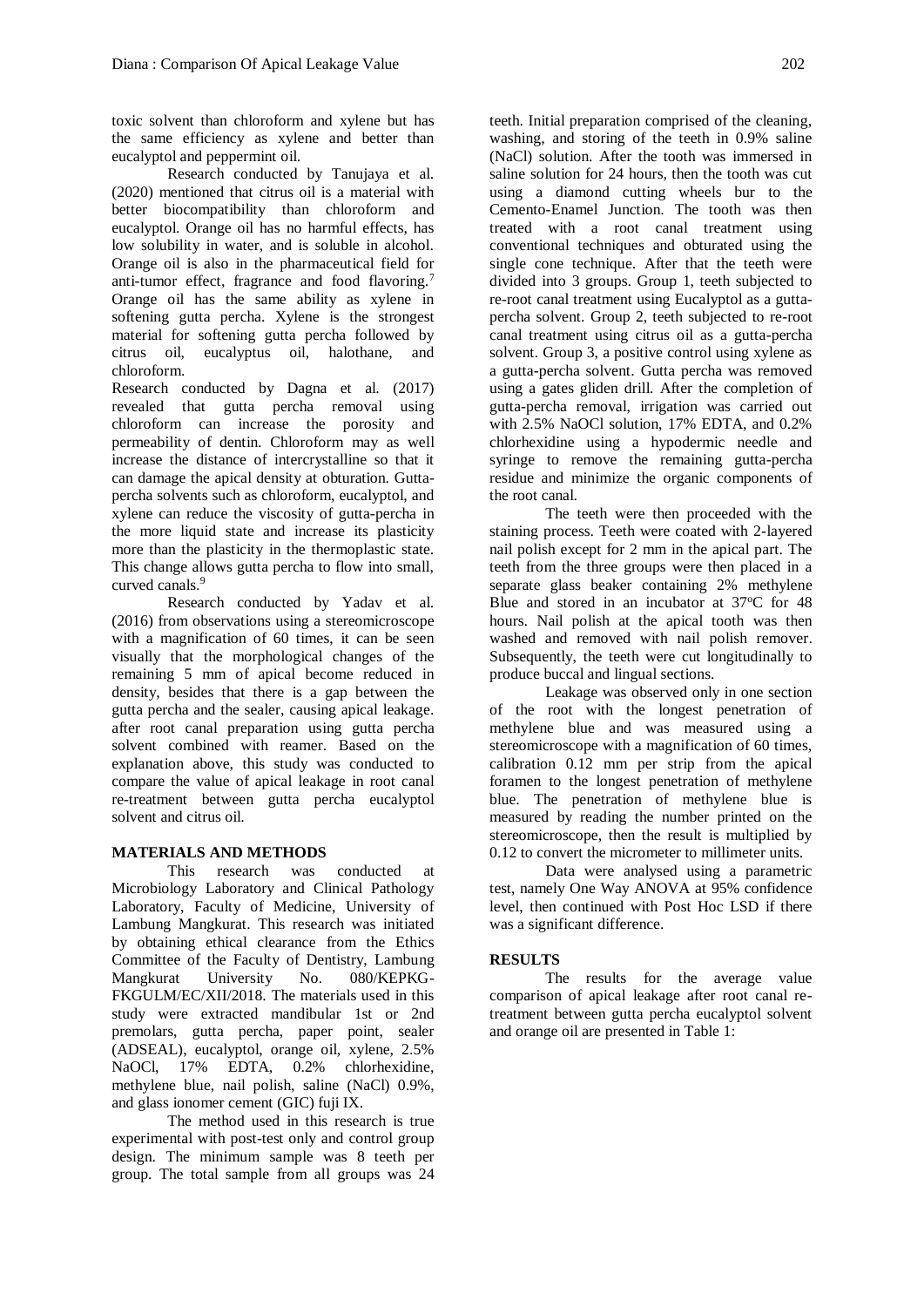toxic solvent than chloroform and xylene but has the same efficiency as xylene and better than eucalyptol and peppermint oil.

Research conducted by Tanujaya et al. (2020) mentioned that citrus oil is a material with better biocompatibility than chloroform and eucalyptol. Orange oil has no harmful effects, has low solubility in water, and is soluble in alcohol. Orange oil is also in the pharmaceutical field for anti-tumor effect, fragrance and food flavoring.[7] Orange oil has the same ability as xylene in softening gutta percha. Xylene is the strongest material for softening gutta percha followed by citrus oil, eucalyptus oil, halothane, and chloroform.

Research conducted by Dagna et al. (2017) revealed that gutta percha removal using chloroform can increase the porosity and permeability of dentin. Chloroform may as well increase the distance of intercrystalline so that it can damage the apical density at obturation. Gutta-percha solvents such as chloroform, eucalyptol, and xylene can reduce the viscosity of gutta-percha in the more liquid state and increase its plasticity more than the plasticity in the thermoplastic state. This change allows gutta percha to flow into small, curved canals.[9]

Research conducted by Yadav et al. (2016) from observations using a stereomicroscope with a magnification of 60 times, it can be seen visually that the morphological changes of the remaining 5 mm of apical become reduced in density, besides that there is a gap between the gutta percha and the sealer, causing apical leakage. after root canal preparation using gutta percha solvent combined with reamer. Based on the explanation above, this study was conducted to compare the value of apical leakage in root canal re-treatment between gutta percha eucalyptol solvent and citrus oil.

## MATERIALS AND METHODS

This research was conducted at Microbiology Laboratory and Clinical Pathology Laboratory, Faculty of Medicine, University of Lambung Mangkurat. This research was initiated by obtaining ethical clearance from the Ethics Committee of the Faculty of Dentistry, Lambung Mangkurat University No. 080/KEPKG-FKGULM/EC/XII/2018. The materials used in this study were extracted mandibular 1st or 2nd premolars, gutta percha, paper point, sealer (ADSEAL), eucalyptol, orange oil, xylene, 2.5% NaOCl, 17% EDTA, 0.2% chlorhexidine, methylene blue, nail polish, saline (NaCl) 0.9%, and glass ionomer cement (GIC) fuji IX.

The method used in this research is true experimental with post-test only and control group design. The minimum sample was 8 teeth per group. The total sample from all groups was 24 teeth. Initial preparation comprised of the cleaning, washing, and storing of the teeth in 0.9% saline (NaCl) solution. After the tooth was immersed in saline solution for 24 hours, then the tooth was cut using a diamond cutting wheels bur to the Cemento-Enamel Junction. The tooth was then treated with a root canal treatment using conventional techniques and obturated using the single cone technique. After that the teeth were divided into 3 groups. Group 1, teeth subjected to re-root canal treatment using Eucalyptol as a gutta-percha solvent. Group 2, teeth subjected to re-root canal treatment using citrus oil as a gutta-percha solvent. Group 3, a positive control using xylene as a gutta-percha solvent. Gutta percha was removed using a gates gliden drill. After the completion of gutta-percha removal, irrigation was carried out with 2.5% NaOCl solution, 17% EDTA, and 0.2% chlorhexidine using a hypodermic needle and syringe to remove the remaining gutta-percha residue and minimize the organic components of the root canal.

The teeth were then proceeded with the staining process. Teeth were coated with 2-layered nail polish except for 2 mm in the apical part. The teeth from the three groups were then placed in a separate glass beaker containing 2% methylene Blue and stored in an incubator at 37ºC for 48 hours. Nail polish at the apical tooth was then washed and removed with nail polish remover. Subsequently, the teeth were cut longitudinally to produce buccal and lingual sections.

Leakage was observed only in one section of the root with the longest penetration of methylene blue and was measured using a stereomicroscope with a magnification of 60 times, calibration 0.12 mm per strip from the apical foramen to the longest penetration of methylene blue. The penetration of methylene blue is measured by reading the number printed on the stereomicroscope, then the result is multiplied by 0.12 to convert the micrometer to millimeter units.

Data were analysed using a parametric test, namely One Way ANOVA at 95% confidence level, then continued with Post Hoc LSD if there was a significant difference.

## RESULTS

The results for the average value comparison of apical leakage after root canal re-treatment between gutta percha eucalyptol solvent and orange oil are presented in Table 1: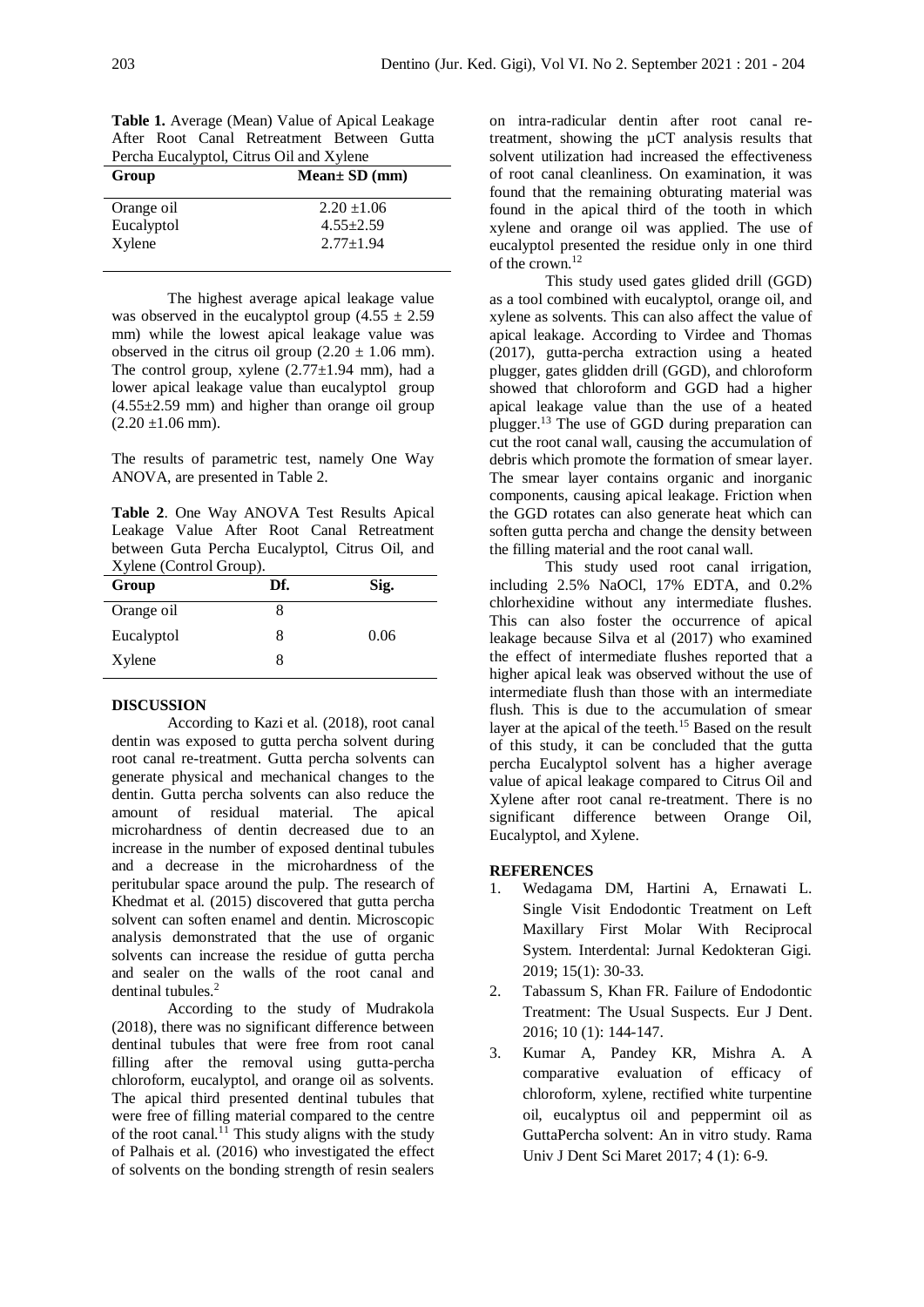**Table 1.** Average (Mean) Value of Apical Leakage After Root Canal Retreatment Between Gutta Percha Eucalyptol, Citrus Oil and Xylene

| Group | Mean± SD (mm) |
| --- | --- |
| Orange oil | 2.20 ±1.06 |
| Eucalyptol | 4.55±2.59 |
| Xylene | 2.77±1.94 |

The highest average apical leakage value was observed in the eucalyptol group (4.55 ± 2.59 mm) while the lowest apical leakage value was observed in the citrus oil group (2.20 ± 1.06 mm). The control group, xylene (2.77±1.94 mm), had a lower apical leakage value than eucalyptol group (4.55±2.59 mm) and higher than orange oil group (2.20 ±1.06 mm).

The results of parametric test, namely One Way ANOVA, are presented in Table 2.

**Table 2**. One Way ANOVA Test Results Apical Leakage Value After Root Canal Retreatment between Guta Percha Eucalyptol, Citrus Oil, and Xylene (Control Group).

| Group | Df. | Sig. |
| --- | --- | --- |
| Orange oil | 8 | |
| Eucalyptol | 8 | 0.06 |
| Xylene | 8 | |

**DISCUSSION**

According to Kazi et al. (2018), root canal dentin was exposed to gutta percha solvent during root canal re-treatment. Gutta percha solvents can generate physical and mechanical changes to the dentin. Gutta percha solvents can also reduce the amount of residual material. The apical microhardness of dentin decreased due to an increase in the number of exposed dentinal tubules and a decrease in the microhardness of the peritubular space around the pulp. The research of Khedmat et al. (2015) discovered that gutta percha solvent can soften enamel and dentin. Microscopic analysis demonstrated that the use of organic solvents can increase the residue of gutta percha and sealer on the walls of the root canal and dentinal tubules.[2]

According to the study of Mudrakola (2018), there was no significant difference between dentinal tubules that were free from root canal filling after the removal using gutta-percha chloroform, eucalyptol, and orange oil as solvents. The apical third presented dentinal tubules that were free of filling material compared to the centre of the root canal.[11] This study aligns with the study of Palhais et al. (2016) who investigated the effect of solvents on the bonding strength of resin sealers on intra-radicular dentin after root canal re-treatment, showing the µCT analysis results that solvent utilization had increased the effectiveness of root canal cleanliness. On examination, it was found that the remaining obturating material was found in the apical third of the tooth in which xylene and orange oil was applied. The use of eucalyptol presented the residue only in one third of the crown.[12]

This study used gates glided drill (GGD) as a tool combined with eucalyptol, orange oil, and xylene as solvents. This can also affect the value of apical leakage. According to Virdee and Thomas (2017), gutta-percha extraction using a heated plugger, gates glidden drill (GGD), and chloroform showed that chloroform and GGD had a higher apical leakage value than the use of a heated plugger.[13] The use of GGD during preparation can cut the root canal wall, causing the accumulation of debris which promote the formation of smear layer. The smear layer contains organic and inorganic components, causing apical leakage. Friction when the GGD rotates can also generate heat which can soften gutta percha and change the density between the filling material and the root canal wall.

This study used root canal irrigation, including 2.5% NaOCl, 17% EDTA, and 0.2% chlorhexidine without any intermediate flushes. This can also foster the occurrence of apical leakage because Silva et al (2017) who examined the effect of intermediate flushes reported that a higher apical leak was observed without the use of intermediate flush than those with an intermediate flush. This is due to the accumulation of smear layer at the apical of the teeth.[15] Based on the result of this study, it can be concluded that the gutta percha Eucalyptol solvent has a higher average value of apical leakage compared to Citrus Oil and Xylene after root canal re-treatment. There is no significant difference between Orange Oil, Eucalyptol, and Xylene.

**REFERENCES**

1. Wedagama DM, Hartini A, Ernawati L. Single Visit Endodontic Treatment on Left Maxillary First Molar With Reciprocal System. Interdental: Jurnal Kedokteran Gigi. 2019; 15(1): 30-33.
2. Tabassum S, Khan FR. Failure of Endodontic Treatment: The Usual Suspects. Eur J Dent. 2016; 10 (1): 144-147.
3. Kumar A, Pandey KR, Mishra A. A comparative evaluation of efficacy of chloroform, xylene, rectified white turpentine oil, eucalyptus oil and peppermint oil as GuttaPercha solvent: An in vitro study. Rama Univ J Dent Sci Maret 2017; 4 (1): 6-9.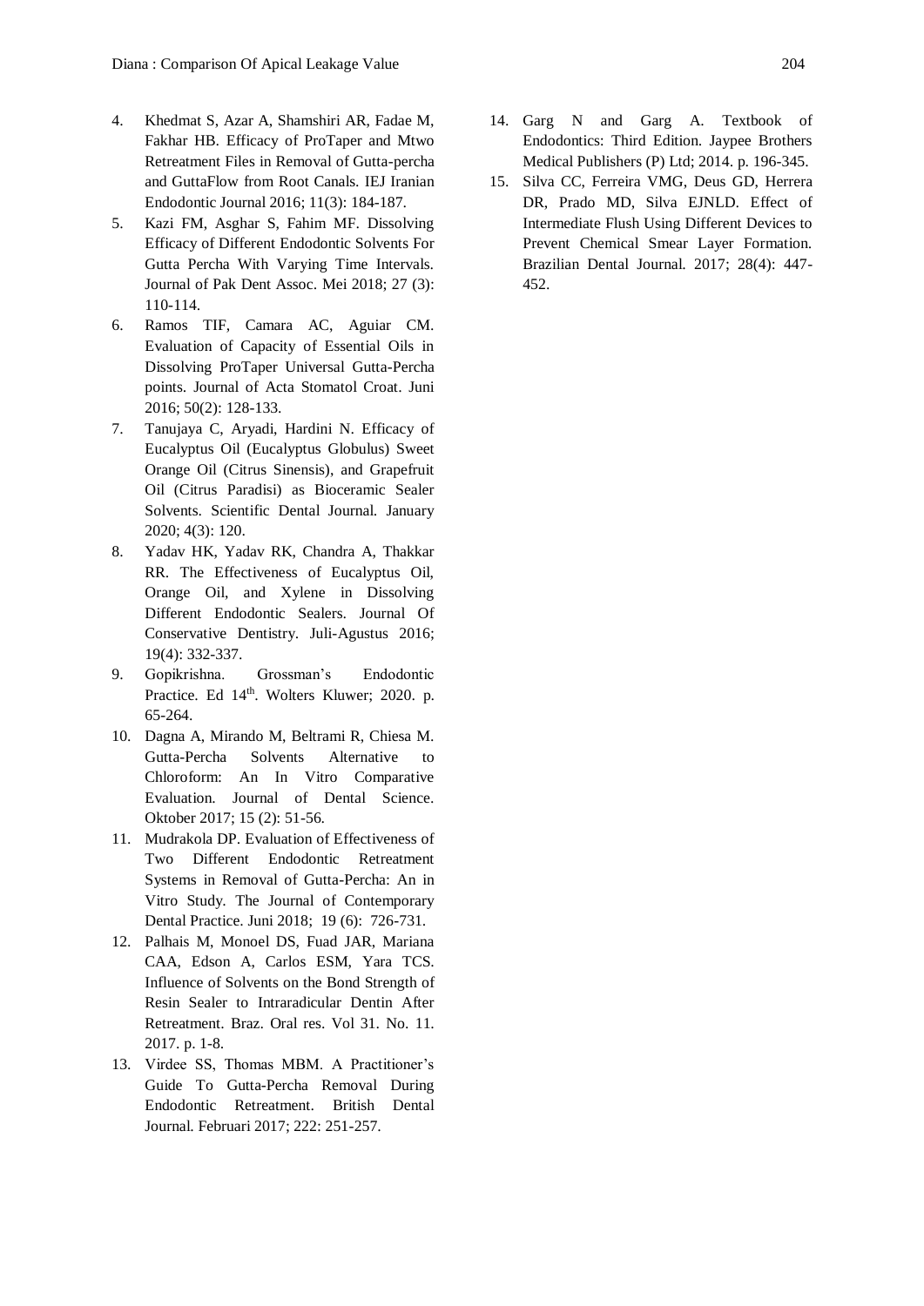4. Khedmat S, Azar A, Shamshiri AR, Fadae M, Fakhar HB. Efficacy of ProTaper and Mtwo Retreatment Files in Removal of Gutta-percha and GuttaFlow from Root Canals. IEJ Iranian Endodontic Journal 2016; 11(3): 184-187.
5. Kazi FM, Asghar S, Fahim MF. Dissolving Efficacy of Different Endodontic Solvents For Gutta Percha With Varying Time Intervals. Journal of Pak Dent Assoc. Mei 2018; 27 (3): 110-114.
6. Ramos TIF, Camara AC, Aguiar CM. Evaluation of Capacity of Essential Oils in Dissolving ProTaper Universal Gutta-Percha points. Journal of Acta Stomatol Croat. Juni 2016; 50(2): 128-133.
7. Tanujaya C, Aryadi, Hardini N. Efficacy of Eucalyptus Oil (Eucalyptus Globulus) Sweet Orange Oil (Citrus Sinensis), and Grapefruit Oil (Citrus Paradisi) as Bioceramic Sealer Solvents. Scientific Dental Journal. January 2020; 4(3): 120.
8. Yadav HK, Yadav RK, Chandra A, Thakkar RR. The Effectiveness of Eucalyptus Oil, Orange Oil, and Xylene in Dissolving Different Endodontic Sealers. Journal Of Conservative Dentistry. Juli-Agustus 2016; 19(4): 332-337.
9. Gopikrishna. Grossman's Endodontic Practice. Ed 14th. Wolters Kluwer; 2020. p. 65-264.
10. Dagna A, Mirando M, Beltrami R, Chiesa M. Gutta-Percha Solvents Alternative to Chloroform: An In Vitro Comparative Evaluation. Journal of Dental Science. Oktober 2017; 15 (2): 51-56.
11. Mudrakola DP. Evaluation of Effectiveness of Two Different Endodontic Retreatment Systems in Removal of Gutta-Percha: An in Vitro Study. The Journal of Contemporary Dental Practice. Juni 2018; 19 (6): 726-731.
12. Palhais M, Monoel DS, Fuad JAR, Mariana CAA, Edson A, Carlos ESM, Yara TCS. Influence of Solvents on the Bond Strength of Resin Sealer to Intraradicular Dentin After Retreatment. Braz. Oral res. Vol 31. No. 11. 2017. p. 1-8.
13. Virdee SS, Thomas MBM. A Practitioner's Guide To Gutta-Percha Removal During Endodontic Retreatment. British Dental Journal. Februari 2017; 222: 251-257.
14. Garg N and Garg A. Textbook of Endodontics: Third Edition. Jaypee Brothers Medical Publishers (P) Ltd; 2014. p. 196-345.
15. Silva CC, Ferreira VMG, Deus GD, Herrera DR, Prado MD, Silva EJNLD. Effect of Intermediate Flush Using Different Devices to Prevent Chemical Smear Layer Formation. Brazilian Dental Journal. 2017; 28(4): 447-452.